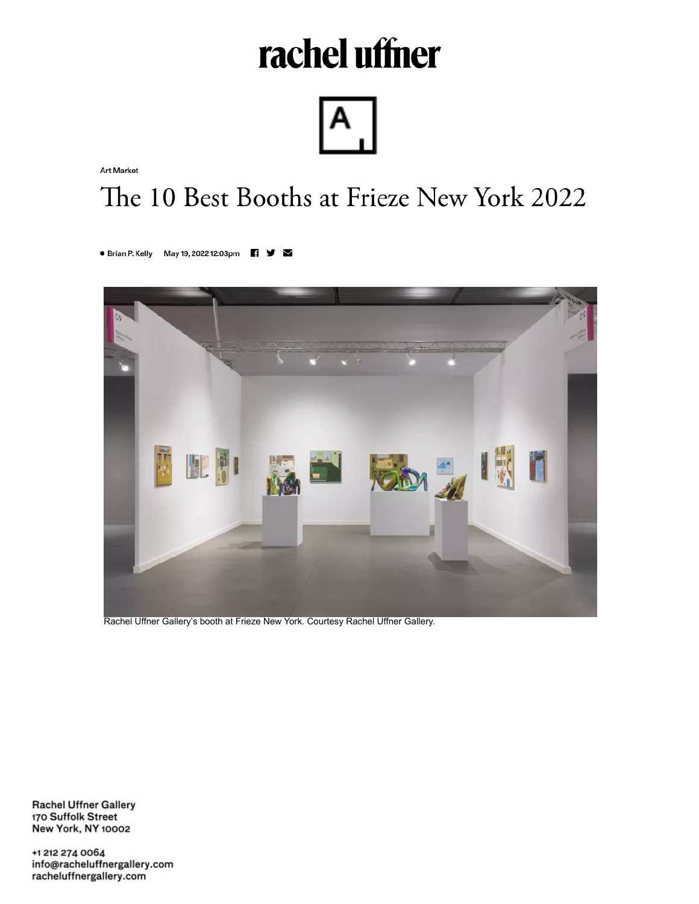rachel uffner

Art Market

# The 10 Best Booths at Frieze New York 2022

Brian P. Kelly May 19, 2022 12:03pm

Rachel Uffner Gallery's booth at Frieze New York. Courtesy Rachel Uffner Gallery.

Rachel Uffner Gallery
170 Suffolk Street
New York, NY 10002

+1 212 274 0064
info@racheluffnergallery.com
racheluffnergallery.com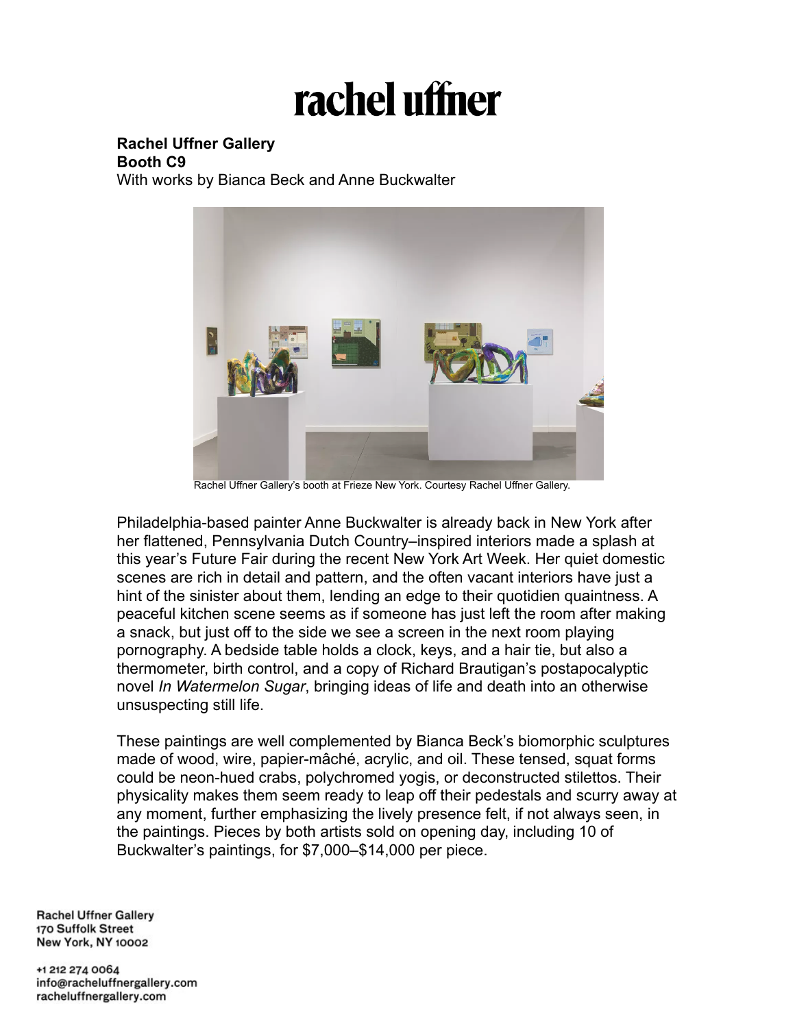# rachel uffner

**Rachel Uffner Gallery**
**Booth C9**
With works by Bianca Beck and Anne Buckwalter

Rachel Uffner Gallery's booth at Frieze New York. Courtesy Rachel Uffner Gallery.

Philadelphia-based painter Anne Buckwalter is already back in New York after her flattened, Pennsylvania Dutch Country–inspired interiors made a splash at this year's Future Fair during the recent New York Art Week. Her quiet domestic scenes are rich in detail and pattern, and the often vacant interiors have just a hint of the sinister about them, lending an edge to their quotidien quaintness. A peaceful kitchen scene seems as if someone has just left the room after making a snack, but just off to the side we see a screen in the next room playing pornography. A bedside table holds a clock, keys, and a hair tie, but also a thermometer, birth control, and a copy of Richard Brautigan's postapocalyptic novel *In Watermelon Sugar*, bringing ideas of life and death into an otherwise unsuspecting still life.

These paintings are well complemented by Bianca Beck's biomorphic sculptures made of wood, wire, papier-mâché, acrylic, and oil. These tensed, squat forms could be neon-hued crabs, polychromed yogis, or deconstructed stilettos. Their physicality makes them seem ready to leap off their pedestals and scurry away at any moment, further emphasizing the lively presence felt, if not always seen, in the paintings. Pieces by both artists sold on opening day, including 10 of Buckwalter's paintings, for $7,000–$14,000 per piece.

Rachel Uffner Gallery
170 Suffolk Street
New York, NY 10002

+1 212 274 0064
info@racheluffnergallery.com
racheluffnergallery.com